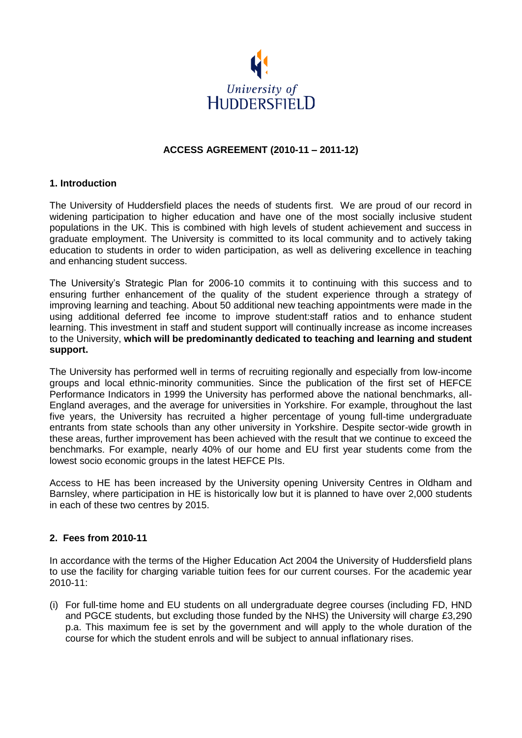University of HUDDERSFIELD

**ACCESS AGREEMENT (2010-11 – 2011-12)**

**1. Introduction**

The University of Huddersfield places the needs of students first. We are proud of our record in widening participation to higher education and have one of the most socially inclusive student populations in the UK. This is combined with high levels of student achievement and success in graduate employment. The University is committed to its local community and to actively taking education to students in order to widen participation, as well as delivering excellence in teaching and enhancing student success.

The University's Strategic Plan for 2006-10 commits it to continuing with this success and to ensuring further enhancement of the quality of the student experience through a strategy of improving learning and teaching. About 50 additional new teaching appointments were made in the using additional deferred fee income to improve student:staff ratios and to enhance student learning. This investment in staff and student support will continually increase as income increases to the University, **which will be predominantly dedicated to teaching and learning and student support.**

The University has performed well in terms of recruiting regionally and especially from low-income groups and local ethnic-minority communities. Since the publication of the first set of HEFCE Performance Indicators in 1999 the University has performed above the national benchmarks, all-England averages, and the average for universities in Yorkshire. For example, throughout the last five years, the University has recruited a higher percentage of young full-time undergraduate entrants from state schools than any other university in Yorkshire. Despite sector-wide growth in these areas, further improvement has been achieved with the result that we continue to exceed the benchmarks. For example, nearly 40% of our home and EU first year students come from the lowest socio economic groups in the latest HEFCE PIs.

Access to HE has been increased by the University opening University Centres in Oldham and Barnsley, where participation in HE is historically low but it is planned to have over 2,000 students in each of these two centres by 2015.

**2. Fees from 2010-11**

In accordance with the terms of the Higher Education Act 2004 the University of Huddersfield plans to use the facility for charging variable tuition fees for our current courses. For the academic year 2010-11:

(i) For full-time home and EU students on all undergraduate degree courses (including FD, HND and PGCE students, but excluding those funded by the NHS) the University will charge £3,290 p.a. This maximum fee is set by the government and will apply to the whole duration of the course for which the student enrols and will be subject to annual inflationary rises.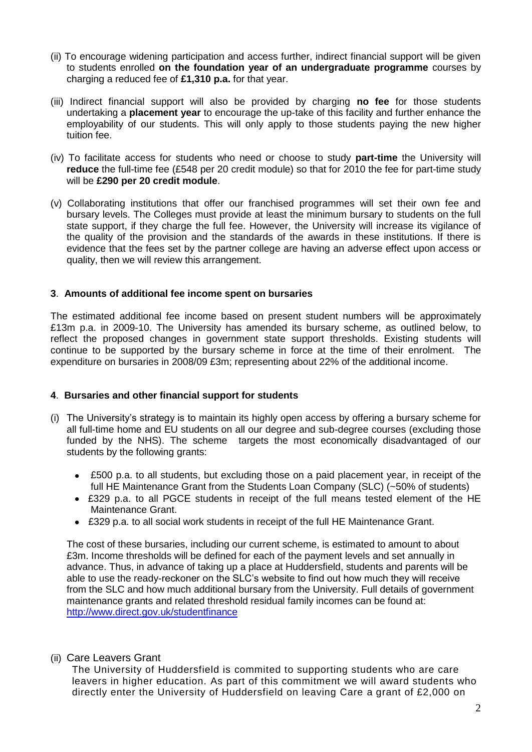(ii) To encourage widening participation and access further, indirect financial support will be given to students enrolled **on the foundation year of an undergraduate programme** courses by charging a reduced fee of **£1,310 p.a.** for that year.

(iii) Indirect financial support will also be provided by charging **no fee** for those students undertaking a **placement year** to encourage the up-take of this facility and further enhance the employability of our students. This will only apply to those students paying the new higher tuition fee.

(iv) To facilitate access for students who need or choose to study **part-time** the University will **reduce** the full-time fee (£548 per 20 credit module) so that for 2010 the fee for part-time study will be **£290 per 20 credit module**.

(v) Collaborating institutions that offer our franchised programmes will set their own fee and bursary levels. The Colleges must provide at least the minimum bursary to students on the full state support, if they charge the full fee. However, the University will increase its vigilance of the quality of the provision and the standards of the awards in these institutions. If there is evidence that the fees set by the partner college are having an adverse effect upon access or quality, then we will review this arrangement.

## 3. Amounts of additional fee income spent on bursaries

The estimated additional fee income based on present student numbers will be approximately £13m p.a. in 2009-10. The University has amended its bursary scheme, as outlined below, to reflect the proposed changes in government state support thresholds. Existing students will continue to be supported by the bursary scheme in force at the time of their enrolment. The expenditure on bursaries in 2008/09 £3m; representing about 22% of the additional income.

## 4. Bursaries and other financial support for students

(i) The University's strategy is to maintain its highly open access by offering a bursary scheme for all full-time home and EU students on all our degree and sub-degree courses (excluding those funded by the NHS). The scheme targets the most economically disadvantaged of our students by the following grants:

- £500 p.a. to all students, but excluding those on a paid placement year, in receipt of the full HE Maintenance Grant from the Students Loan Company (SLC) (~50% of students)
- £329 p.a. to all PGCE students in receipt of the full means tested element of the HE Maintenance Grant.
- £329 p.a. to all social work students in receipt of the full HE Maintenance Grant.

The cost of these bursaries, including our current scheme, is estimated to amount to about £3m. Income thresholds will be defined for each of the payment levels and set annually in advance. Thus, in advance of taking up a place at Huddersfield, students and parents will be able to use the ready-reckoner on the SLC's website to find out how much they will receive from the SLC and how much additional bursary from the University. Full details of government maintenance grants and related threshold residual family incomes can be found at: http://www.direct.gov.uk/studentfinance

(ii) Care Leavers Grant

The University of Huddersfield is commited to supporting students who are care leavers in higher education. As part of this commitment we will award students who directly enter the University of Huddersfield on leaving Care a grant of £2,000 on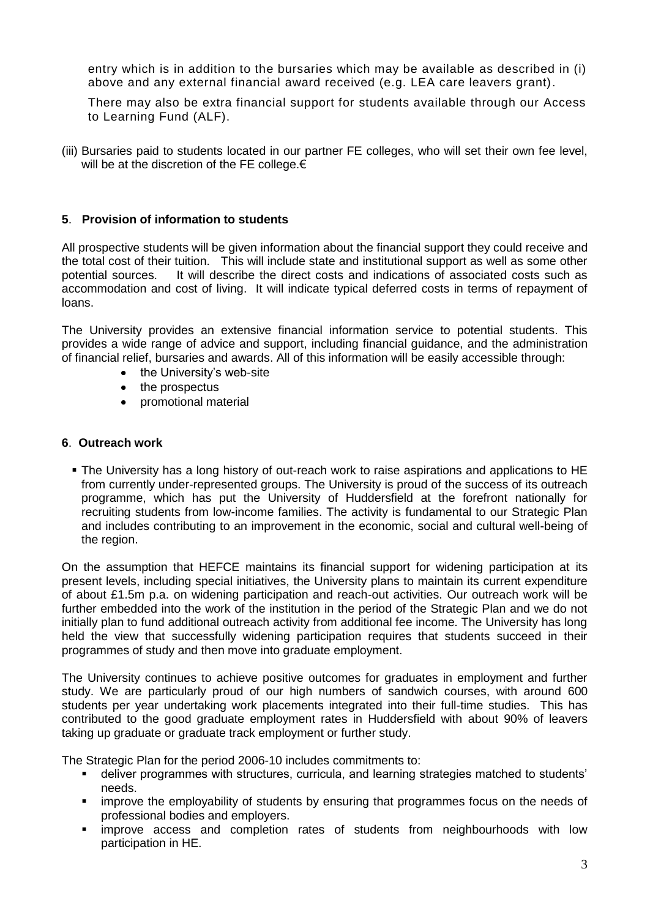entry which is in addition to the bursaries which may be available as described in (i) above and any external financial award received (e.g. LEA care leavers grant).

There may also be extra financial support for students available through our Access to Learning Fund (ALF).

(iii) Bursaries paid to students located in our partner FE colleges, who will set their own fee level, will be at the discretion of the FE college.€

## 5. Provision of information to students

All prospective students will be given information about the financial support they could receive and the total cost of their tuition. This will include state and institutional support as well as some other potential sources. It will describe the direct costs and indications of associated costs such as accommodation and cost of living. It will indicate typical deferred costs in terms of repayment of loans.

The University provides an extensive financial information service to potential students. This provides a wide range of advice and support, including financial guidance, and the administration of financial relief, bursaries and awards. All of this information will be easily accessible through:

- the University's web-site
- the prospectus
- promotional material

## 6. Outreach work

- The University has a long history of out-reach work to raise aspirations and applications to HE from currently under-represented groups. The University is proud of the success of its outreach programme, which has put the University of Huddersfield at the forefront nationally for recruiting students from low-income families. The activity is fundamental to our Strategic Plan and includes contributing to an improvement in the economic, social and cultural well-being of the region.

On the assumption that HEFCE maintains its financial support for widening participation at its present levels, including special initiatives, the University plans to maintain its current expenditure of about £1.5m p.a. on widening participation and reach-out activities. Our outreach work will be further embedded into the work of the institution in the period of the Strategic Plan and we do not initially plan to fund additional outreach activity from additional fee income. The University has long held the view that successfully widening participation requires that students succeed in their programmes of study and then move into graduate employment.

The University continues to achieve positive outcomes for graduates in employment and further study. We are particularly proud of our high numbers of sandwich courses, with around 600 students per year undertaking work placements integrated into their full-time studies. This has contributed to the good graduate employment rates in Huddersfield with about 90% of leavers taking up graduate or graduate track employment or further study.

The Strategic Plan for the period 2006-10 includes commitments to:

- deliver programmes with structures, curricula, and learning strategies matched to students' needs.
- improve the employability of students by ensuring that programmes focus on the needs of professional bodies and employers.
- improve access and completion rates of students from neighbourhoods with low participation in HE.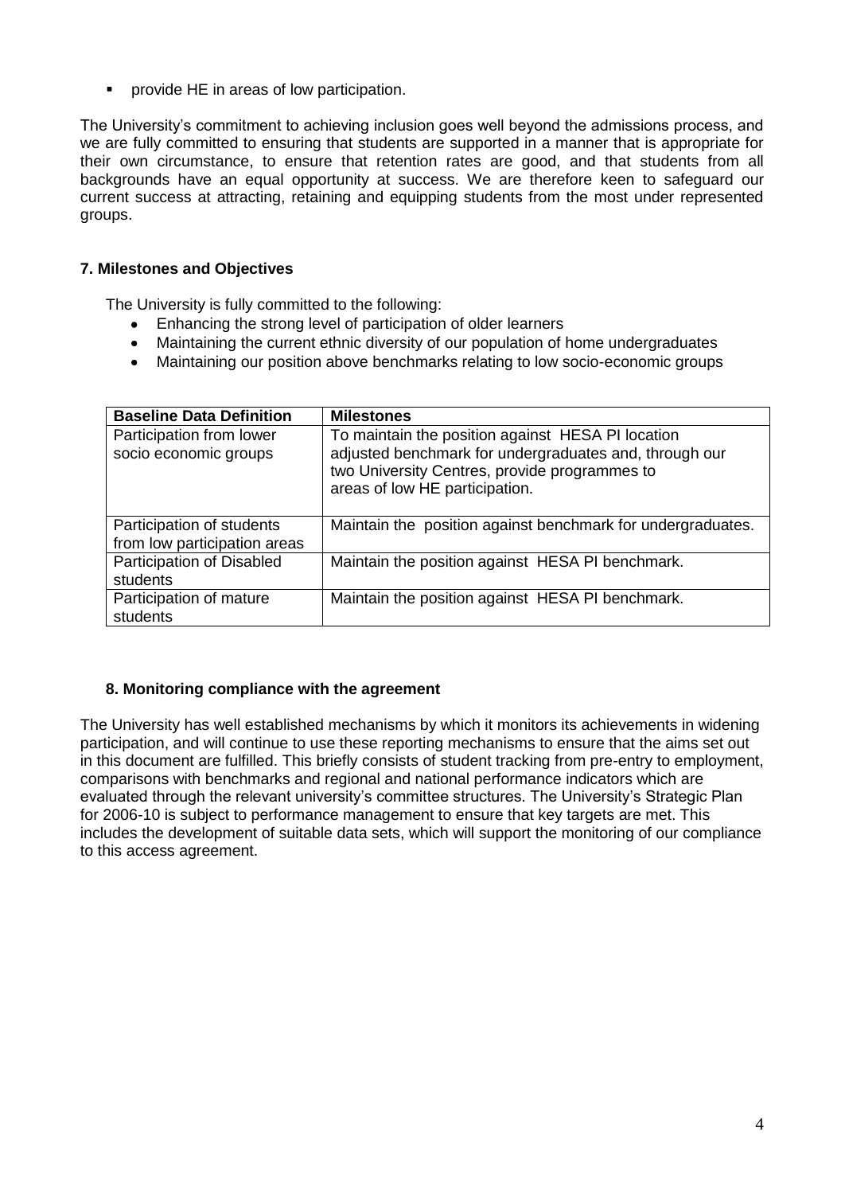- provide HE in areas of low participation.

The University's commitment to achieving inclusion goes well beyond the admissions process, and we are fully committed to ensuring that students are supported in a manner that is appropriate for their own circumstance, to ensure that retention rates are good, and that students from all backgrounds have an equal opportunity at success. We are therefore keen to safeguard our current success at attracting, retaining and equipping students from the most under represented groups.

### 7. Milestones and Objectives

The University is fully committed to the following:

- Enhancing the strong level of participation of older learners
- Maintaining the current ethnic diversity of our population of home undergraduates
- Maintaining our position above benchmarks relating to low socio-economic groups

| Baseline Data Definition | Milestones |
|---|---|
| Participation from lower socio economic groups | To maintain the position against HESA PI location adjusted benchmark for undergraduates and, through our two University Centres, provide programmes to areas of low HE participation. |
| Participation of students from low participation areas | Maintain the position against benchmark for undergraduates. |
| Participation of Disabled students | Maintain the position against HESA PI benchmark. |
| Participation of mature students | Maintain the position against HESA PI benchmark. |

### 8. Monitoring compliance with the agreement

The University has well established mechanisms by which it monitors its achievements in widening participation, and will continue to use these reporting mechanisms to ensure that the aims set out in this document are fulfilled. This briefly consists of student tracking from pre-entry to employment, comparisons with benchmarks and regional and national performance indicators which are evaluated through the relevant university's committee structures. The University's Strategic Plan for 2006-10 is subject to performance management to ensure that key targets are met. This includes the development of suitable data sets, which will support the monitoring of our compliance to this access agreement.